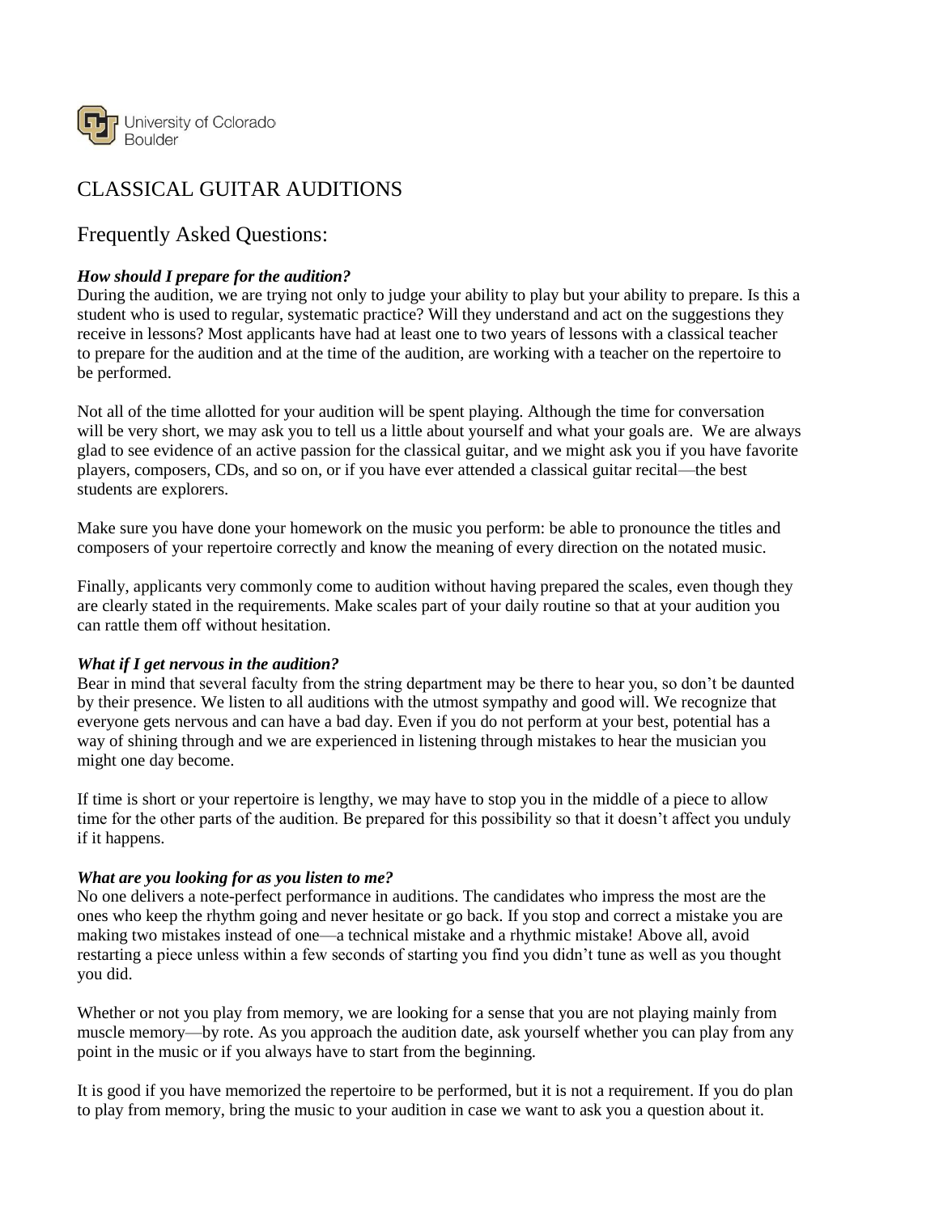University of Colorado Boulder

# CLASSICAL GUITAR AUDITIONS

## Frequently Asked Questions:

***How should I prepare for the audition?***

During the audition, we are trying not only to judge your ability to play but your ability to prepare. Is this a student who is used to regular, systematic practice? Will they understand and act on the suggestions they receive in lessons? Most applicants have had at least one to two years of lessons with a classical teacher to prepare for the audition and at the time of the audition, are working with a teacher on the repertoire to be performed.

Not all of the time allotted for your audition will be spent playing. Although the time for conversation will be very short, we may ask you to tell us a little about yourself and what your goals are. We are always glad to see evidence of an active passion for the classical guitar, and we might ask you if you have favorite players, composers, CDs, and so on, or if you have ever attended a classical guitar recital—the best students are explorers.

Make sure you have done your homework on the music you perform: be able to pronounce the titles and composers of your repertoire correctly and know the meaning of every direction on the notated music.

Finally, applicants very commonly come to audition without having prepared the scales, even though they are clearly stated in the requirements. Make scales part of your daily routine so that at your audition you can rattle them off without hesitation.

***What if I get nervous in the audition?***

Bear in mind that several faculty from the string department may be there to hear you, so don't be daunted by their presence. We listen to all auditions with the utmost sympathy and good will. We recognize that everyone gets nervous and can have a bad day. Even if you do not perform at your best, potential has a way of shining through and we are experienced in listening through mistakes to hear the musician you might one day become.

If time is short or your repertoire is lengthy, we may have to stop you in the middle of a piece to allow time for the other parts of the audition. Be prepared for this possibility so that it doesn't affect you unduly if it happens.

***What are you looking for as you listen to me?***

No one delivers a note-perfect performance in auditions. The candidates who impress the most are the ones who keep the rhythm going and never hesitate or go back. If you stop and correct a mistake you are making two mistakes instead of one—a technical mistake and a rhythmic mistake! Above all, avoid restarting a piece unless within a few seconds of starting you find you didn't tune as well as you thought you did.

Whether or not you play from memory, we are looking for a sense that you are not playing mainly from muscle memory—by rote. As you approach the audition date, ask yourself whether you can play from any point in the music or if you always have to start from the beginning.

It is good if you have memorized the repertoire to be performed, but it is not a requirement. If you do plan to play from memory, bring the music to your audition in case we want to ask you a question about it.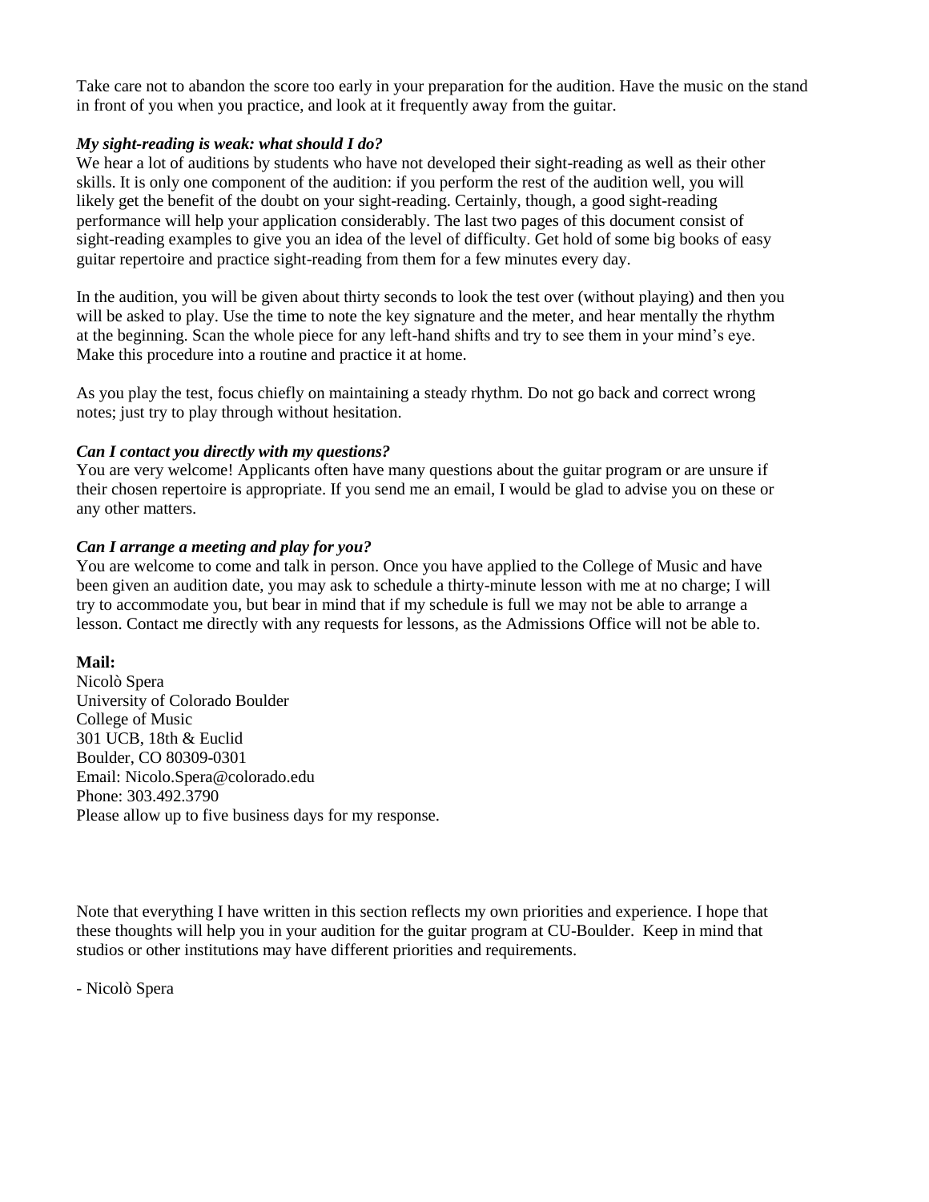Take care not to abandon the score too early in your preparation for the audition. Have the music on the stand in front of you when you practice, and look at it frequently away from the guitar.

***My sight-reading is weak: what should I do?***

We hear a lot of auditions by students who have not developed their sight-reading as well as their other skills. It is only one component of the audition: if you perform the rest of the audition well, you will likely get the benefit of the doubt on your sight-reading. Certainly, though, a good sight-reading performance will help your application considerably. The last two pages of this document consist of sight-reading examples to give you an idea of the level of difficulty. Get hold of some big books of easy guitar repertoire and practice sight-reading from them for a few minutes every day.

In the audition, you will be given about thirty seconds to look the test over (without playing) and then you will be asked to play. Use the time to note the key signature and the meter, and hear mentally the rhythm at the beginning. Scan the whole piece for any left-hand shifts and try to see them in your mind's eye. Make this procedure into a routine and practice it at home.

As you play the test, focus chiefly on maintaining a steady rhythm. Do not go back and correct wrong notes; just try to play through without hesitation.

***Can I contact you directly with my questions?***

You are very welcome! Applicants often have many questions about the guitar program or are unsure if their chosen repertoire is appropriate. If you send me an email, I would be glad to advise you on these or any other matters.

***Can I arrange a meeting and play for you?***

You are welcome to come and talk in person. Once you have applied to the College of Music and have been given an audition date, you may ask to schedule a thirty-minute lesson with me at no charge; I will try to accommodate you, but bear in mind that if my schedule is full we may not be able to arrange a lesson. Contact me directly with any requests for lessons, as the Admissions Office will not be able to.

**Mail:**

Nicolò Spera
University of Colorado Boulder
College of Music
301 UCB, 18th & Euclid
Boulder, CO 80309-0301
Email: Nicolo.Spera@colorado.edu
Phone: 303.492.3790
Please allow up to five business days for my response.

Note that everything I have written in this section reflects my own priorities and experience. I hope that these thoughts will help you in your audition for the guitar program at CU-Boulder. Keep in mind that studios or other institutions may have different priorities and requirements.

- Nicolò Spera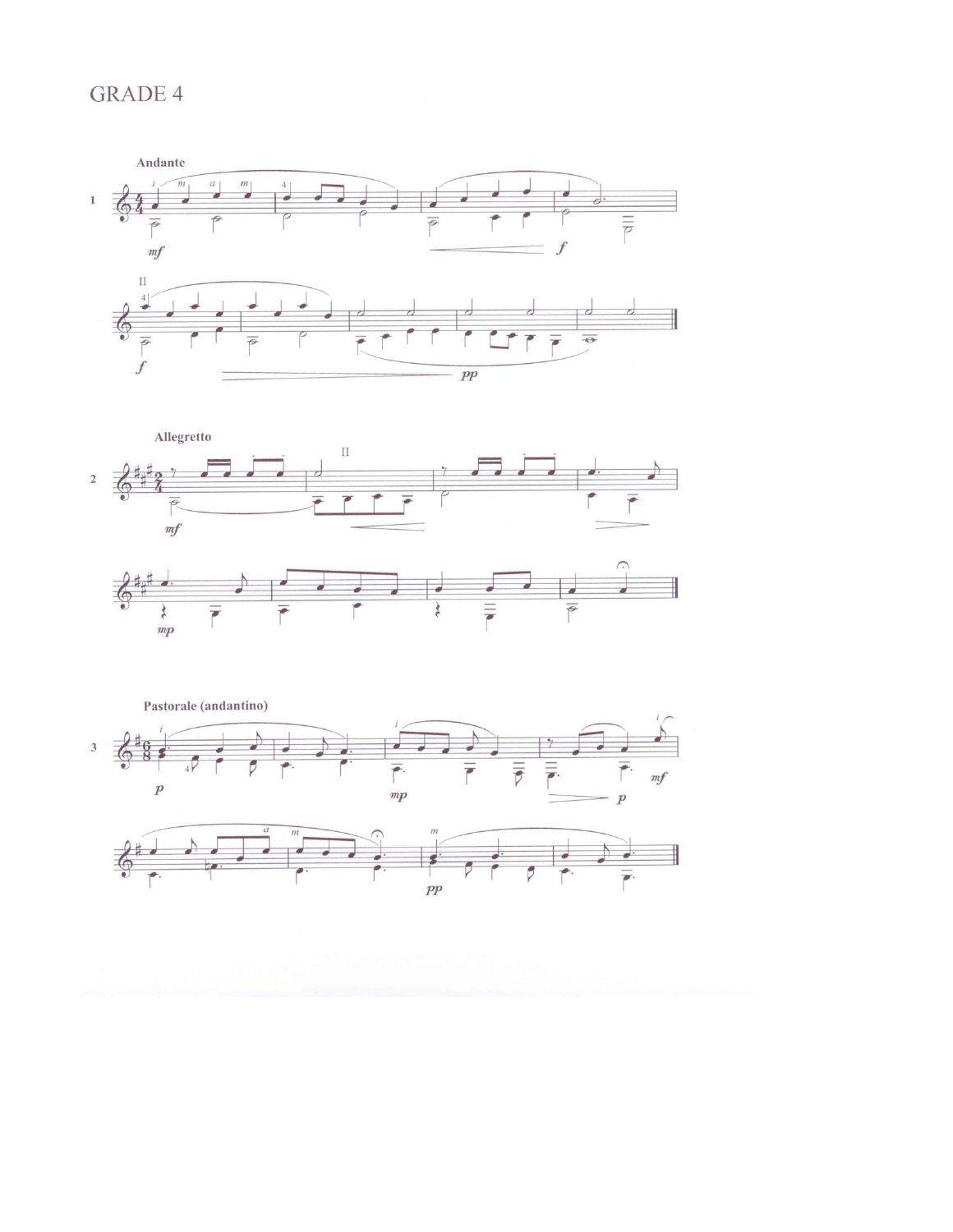# GRADE 4

**1** Andante

**2** Allegretto

**3** Pastorale (andantino)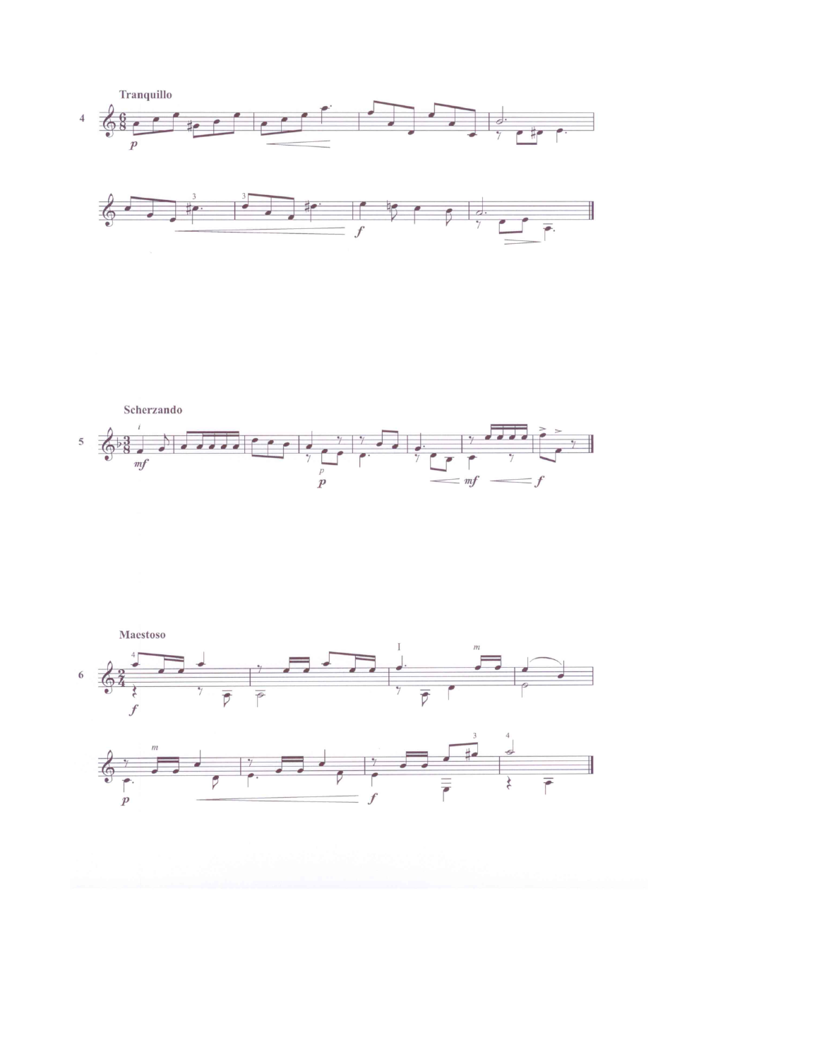**4** Tranquillo

**5** Scherzando

**6** Maestoso